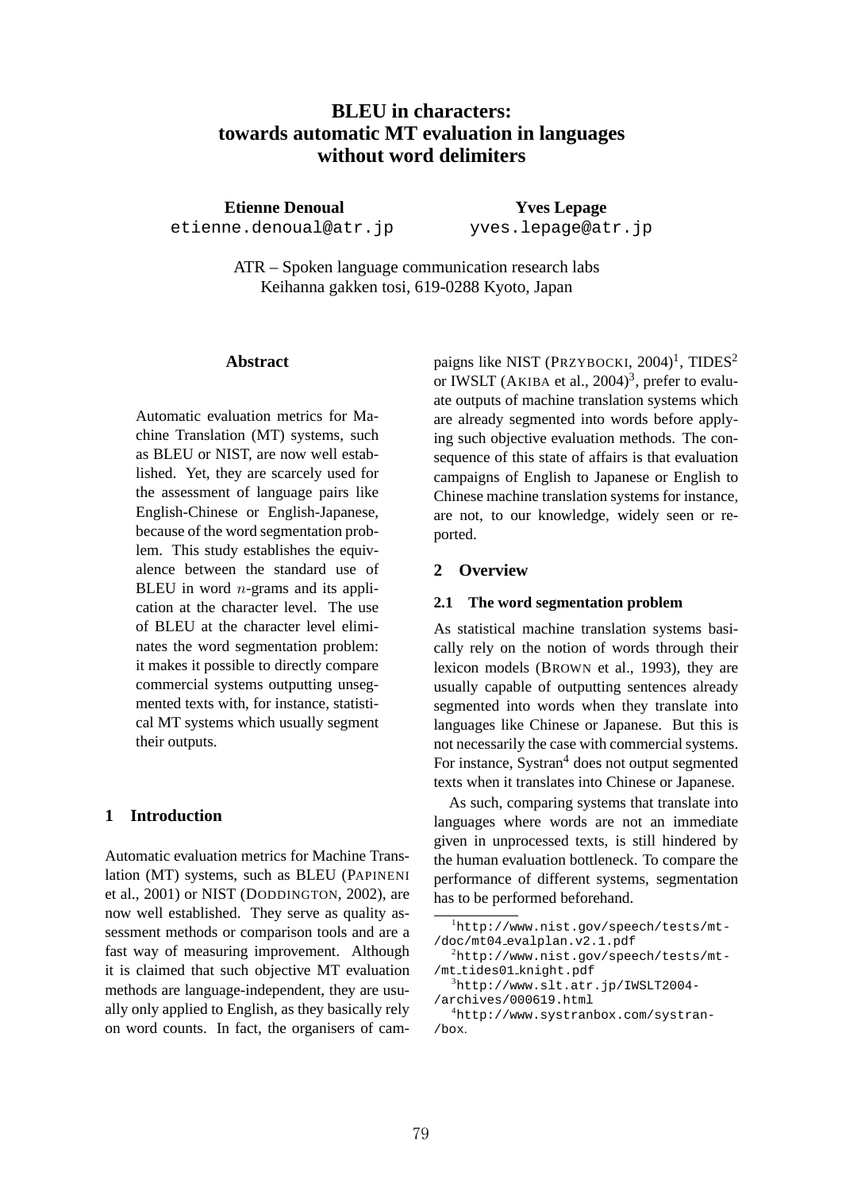# BLEU in characters: towards automatic MT evaluation in languages without word delimiters

**Etienne Denoual**
etienne.denoual@atr.jp

**Yves Lepage**
yves.lepage@atr.jp

ATR – Spoken language communication research labs
Keihanna gakken tosi, 619-0288 Kyoto, Japan

## Abstract

Automatic evaluation metrics for Machine Translation (MT) systems, such as BLEU or NIST, are now well established. Yet, they are scarcely used for the assessment of language pairs like English-Chinese or English-Japanese, because of the word segmentation problem. This study establishes the equivalence between the standard use of BLEU in word $n$-grams and its application at the character level. The use of BLEU at the character level eliminates the word segmentation problem: it makes it possible to directly compare commercial systems outputting unsegmented texts with, for instance, statistical MT systems which usually segment their outputs.

## 1 Introduction

Automatic evaluation metrics for Machine Translation (MT) systems, such as BLEU (PAPINENI et al., 2001) or NIST (DODDINGTON, 2002), are now well established. They serve as quality assessment methods or comparison tools and are a fast way of measuring improvement. Although it is claimed that such objective MT evaluation methods are language-independent, they are usually only applied to English, as they basically rely on word counts. In fact, the organisers of campaigns like NIST (PRZYBOCKI, 2004)[1], TIDES[2] or IWSLT (AKIBA et al., 2004)[3], prefer to evaluate outputs of machine translation systems which are already segmented into words before applying such objective evaluation methods. The consequence of this state of affairs is that evaluation campaigns of English to Japanese or English to Chinese machine translation systems for instance, are not, to our knowledge, widely seen or reported.

## 2 Overview

### 2.1 The word segmentation problem

As statistical machine translation systems basically rely on the notion of words through their lexicon models (BROWN et al., 1993), they are usually capable of outputting sentences already segmented into words when they translate into languages like Chinese or Japanese. But this is not necessarily the case with commercial systems. For instance, Systran[4] does not output segmented texts when it translates into Chinese or Japanese.

As such, comparing systems that translate into languages where words are not an immediate given in unprocessed texts, is still hindered by the human evaluation bottleneck. To compare the performance of different systems, segmentation has to be performed beforehand.

---

[1] http://www.nist.gov/speech/tests/mt-/doc/mt04_evalplan.v2.1.pdf

[2] http://www.nist.gov/speech/tests/mt-/mt_tides01_knight.pdf

[3] http://www.slt.atr.jp/IWSLT2004-/archives/000619.html

[4] http://www.systranbox.com/systran-/box.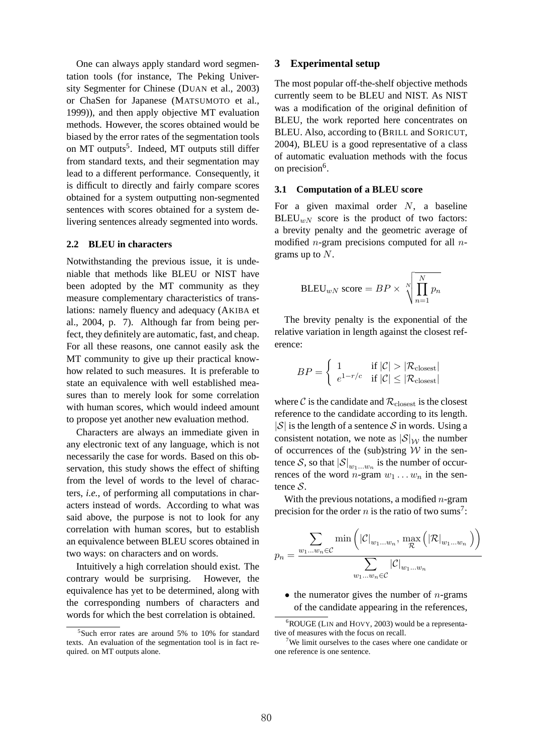One can always apply standard word segmentation tools (for instance, The Peking University Segmenter for Chinese (DUAN et al., 2003) or ChaSen for Japanese (MATSUMOTO et al., 1999)), and then apply objective MT evaluation methods. However, the scores obtained would be biased by the error rates of the segmentation tools on MT outputs[5]. Indeed, MT outputs still differ from standard texts, and their segmentation may lead to a different performance. Consequently, it is difficult to directly and fairly compare scores obtained for a system outputting non-segmented sentences with scores obtained for a system delivering sentences already segmented into words.

### 2.2 BLEU in characters

Notwithstanding the previous issue, it is undeniable that methods like BLEU or NIST have been adopted by the MT community as they measure complementary characteristics of translations: namely fluency and adequacy (AKIBA et al., 2004, p. 7). Although far from being perfect, they definitely are automatic, fast, and cheap. For all these reasons, one cannot easily ask the MT community to give up their practical know-how related to such measures. It is preferable to state an equivalence with well established measures than to merely look for some correlation with human scores, which would indeed amount to propose yet another new evaluation method.

Characters are always an immediate given in any electronic text of any language, which is not necessarily the case for words. Based on this observation, this study shows the effect of shifting from the level of words to the level of characters, *i.e.,* of performing all computations in characters instead of words. According to what was said above, the purpose is not to look for any correlation with human scores, but to establish an equivalence between BLEU scores obtained in two ways: on characters and on words.

Intuitively a high correlation should exist. The contrary would be surprising. However, the equivalence has yet to be determined, along with the corresponding numbers of characters and words for which the best correlation is obtained.

[5] Such error rates are around 5% to 10% for standard texts. An evaluation of the segmentation tool is in fact required. on MT outputs alone.

## 3 Experimental setup

The most popular off-the-shelf objective methods currently seem to be BLEU and NIST. As NIST was a modification of the original definition of BLEU, the work reported here concentrates on BLEU. Also, according to (BRILL and SORICUT, 2004), BLEU is a good representative of a class of automatic evaluation methods with the focus on precision[6].

### 3.1 Computation of a BLEU score

For a given maximal order $N$, a baseline $\text{BLEU}_{wN}$ score is the product of two factors: a brevity penalty and the geometric average of modified $n$-gram precisions computed for all $n$-grams up to $N$.

$$\text{BLEU}_{wN} \text{ score} = BP \times \sqrt[N]{\prod_{n=1}^{N} p_n}$$

The brevity penalty is the exponential of the relative variation in length against the closest reference:

$$BP = \begin{cases} 1 & \text{if } |\mathcal{C}| > |\mathcal{R}_{\text{closest}}| \\ e^{1-r/c} & \text{if } |\mathcal{C}| \leq |\mathcal{R}_{\text{closest}}| \end{cases}$$

where $\mathcal{C}$ is the candidate and $\mathcal{R}_{\text{closest}}$ is the closest reference to the candidate according to its length. $|\mathcal{S}|$ is the length of a sentence $\mathcal{S}$ in words. Using a consistent notation, we note as $|\mathcal{S}|_{\mathcal{W}}$ the number of occurrences of the (sub)string $\mathcal{W}$ in the sentence $\mathcal{S}$, so that $|\mathcal{S}|_{w_1 \ldots w_n}$ is the number of occurrences of the word $n$-gram $w_1 \ldots w_n$ in the sentence $\mathcal{S}$.

With the previous notations, a modified $n$-gram precision for the order $n$ is the ratio of two sums[7]:

$$p_n = \frac{\displaystyle\sum_{w_1 \ldots w_n \in \mathcal{C}} \min\left(|\mathcal{C}|_{w_1 \ldots w_n},\, \max_{\mathcal{R}}\left(|\mathcal{R}|_{w_1 \ldots w_n}\right)\right)}{\displaystyle\sum_{w_1 \ldots w_n \in \mathcal{C}} |\mathcal{C}|_{w_1 \ldots w_n}}$$

- the numerator gives the number of $n$-grams of the candidate appearing in the references,

[6] ROUGE (LIN and HOVY, 2003) would be a representative of measures with the focus on recall.

[7] We limit ourselves to the cases where one candidate or one reference is one sentence.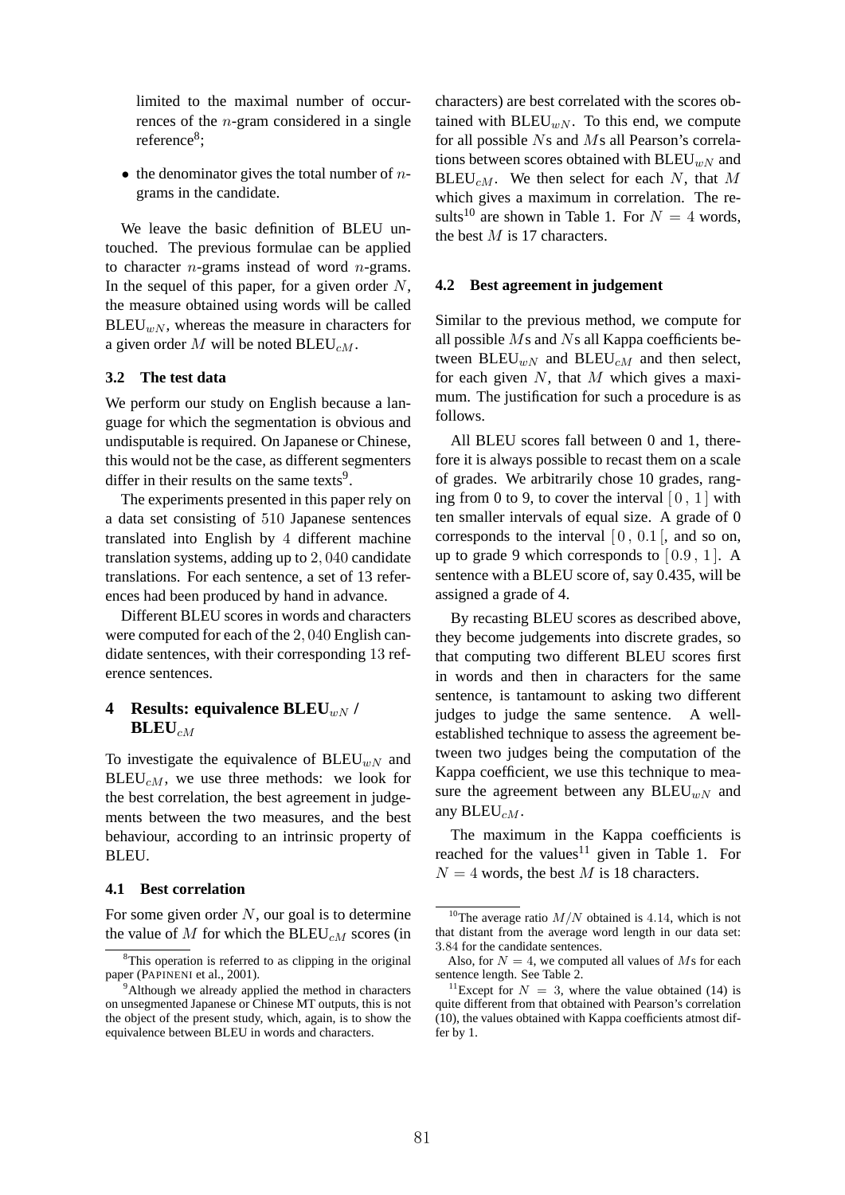limited to the maximal number of occurrences of the $n$-gram considered in a single reference[8];

- the denominator gives the total number of $n$-grams in the candidate.

We leave the basic definition of BLEU untouched. The previous formulae can be applied to character $n$-grams instead of word $n$-grams. In the sequel of this paper, for a given order $N$, the measure obtained using words will be called $\text{BLEU}_{wN}$, whereas the measure in characters for a given order $M$ will be noted $\text{BLEU}_{cM}$.

### 3.2 The test data

We perform our study on English because a language for which the segmentation is obvious and undisputable is required. On Japanese or Chinese, this would not be the case, as different segmenters differ in their results on the same texts[9].

The experiments presented in this paper rely on a data set consisting of 510 Japanese sentences translated into English by 4 different machine translation systems, adding up to 2,040 candidate translations. For each sentence, a set of 13 references had been produced by hand in advance.

Different BLEU scores in words and characters were computed for each of the 2,040 English candidate sentences, with their corresponding 13 reference sentences.

## 4 Results: equivalence $\text{BLEU}_{wN}$ / $\text{BLEU}_{cM}$

To investigate the equivalence of $\text{BLEU}_{wN}$ and $\text{BLEU}_{cM}$, we use three methods: we look for the best correlation, the best agreement in judgements between the two measures, and the best behaviour, according to an intrinsic property of BLEU.

### 4.1 Best correlation

For some given order $N$, our goal is to determine the value of $M$ for which the $\text{BLEU}_{cM}$ scores (in characters) are best correlated with the scores obtained with $\text{BLEU}_{wN}$. To this end, we compute for all possible $N$s and $M$s all Pearson's correlations between scores obtained with $\text{BLEU}_{wN}$ and $\text{BLEU}_{cM}$. We then select for each $N$, that $M$ which gives a maximum in correlation. The results[10] are shown in Table 1. For $N = 4$ words, the best $M$ is 17 characters.

### 4.2 Best agreement in judgement

Similar to the previous method, we compute for all possible $M$s and $N$s all Kappa coefficients between $\text{BLEU}_{wN}$ and $\text{BLEU}_{cM}$ and then select, for each given $N$, that $M$ which gives a maximum. The justification for such a procedure is as follows.

All BLEU scores fall between 0 and 1, therefore it is always possible to recast them on a scale of grades. We arbitrarily chose 10 grades, ranging from 0 to 9, to cover the interval $[\,0\,,\,1\,]$ with ten smaller intervals of equal size. A grade of 0 corresponds to the interval $[\,0\,,\,0.1\,[$, and so on, up to grade 9 which corresponds to $[\,0.9\,,\,1\,]$. A sentence with a BLEU score of, say 0.435, will be assigned a grade of 4.

By recasting BLEU scores as described above, they become judgements into discrete grades, so that computing two different BLEU scores first in words and then in characters for the same sentence, is tantamount to asking two different judges to judge the same sentence. A well-established technique to assess the agreement between two judges being the computation of the Kappa coefficient, we use this technique to measure the agreement between any $\text{BLEU}_{wN}$ and any $\text{BLEU}_{cM}$.

The maximum in the Kappa coefficients is reached for the values[11] given in Table 1. For $N = 4$ words, the best $M$ is 18 characters.

---

[8] This operation is referred to as clipping in the original paper (PAPINENI et al., 2001).

[9] Although we already applied the method in characters on unsegmented Japanese or Chinese MT outputs, this is not the object of the present study, which, again, is to show the equivalence between BLEU in words and characters.

[10] The average ratio $M/N$ obtained is 4.14, which is not that distant from the average word length in our data set: 3.84 for the candidate sentences.
Also, for $N = 4$, we computed all values of $M$s for each sentence length. See Table 2.

[11] Except for $N = 3$, where the value obtained (14) is quite different from that obtained with Pearson's correlation (10), the values obtained with Kappa coefficients atmost differ by 1.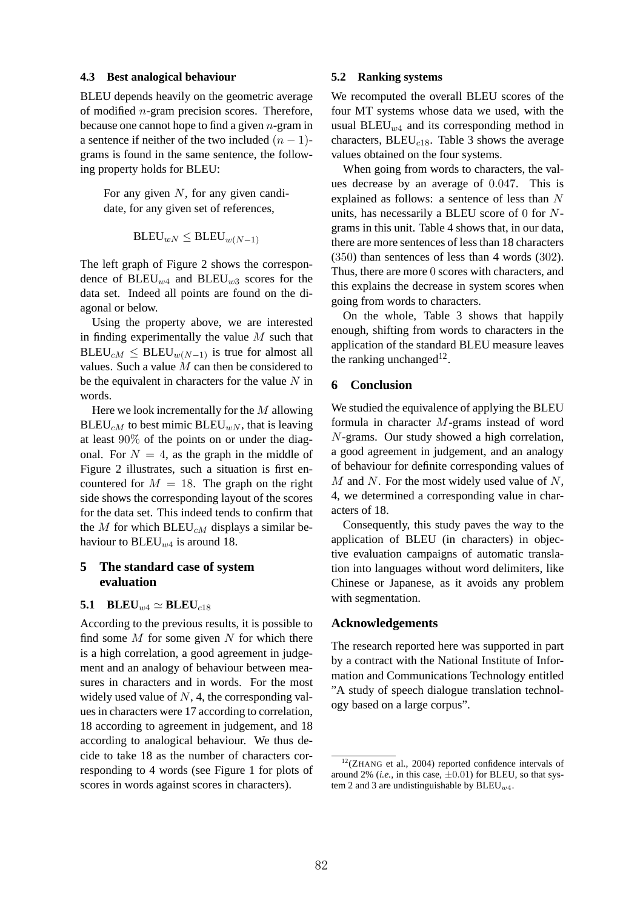### 4.3 Best analogical behaviour

BLEU depends heavily on the geometric average of modified $n$-gram precision scores. Therefore, because one cannot hope to find a given $n$-gram in a sentence if neither of the two included $(n-1)$-grams is found in the same sentence, the following property holds for BLEU:

> For any given $N$, for any given candidate, for any given set of references,
>
> $$\text{BLEU}_{wN} \leq \text{BLEU}_{w(N-1)}$$

The left graph of Figure 2 shows the correspondence of $\text{BLEU}_{w4}$ and $\text{BLEU}_{w3}$ scores for the data set. Indeed all points are found on the diagonal or below.

Using the property above, we are interested in finding experimentally the value $M$ such that $\text{BLEU}_{cM} \leq \text{BLEU}_{w(N-1)}$ is true for almost all values. Such a value $M$ can then be considered to be the equivalent in characters for the value $N$ in words.

Here we look incrementally for the $M$ allowing $\text{BLEU}_{cM}$ to best mimic $\text{BLEU}_{wN}$, that is leaving at least $90\%$ of the points on or under the diagonal. For $N = 4$, as the graph in the middle of Figure 2 illustrates, such a situation is first encountered for $M = 18$. The graph on the right side shows the corresponding layout of the scores for the data set. This indeed tends to confirm that the $M$ for which $\text{BLEU}_{cM}$ displays a similar behaviour to $\text{BLEU}_{w4}$ is around 18.

## 5 The standard case of system evaluation

### 5.1 $\text{BLEU}_{w4} \simeq \text{BLEU}_{c18}$

According to the previous results, it is possible to find some $M$ for some given $N$ for which there is a high correlation, a good agreement in judgement and an analogy of behaviour between measures in characters and in words. For the most widely used value of $N$, 4, the corresponding values in characters were 17 according to correlation, 18 according to agreement in judgement, and 18 according to analogical behaviour. We thus decide to take 18 as the number of characters corresponding to 4 words (see Figure 1 for plots of scores in words against scores in characters).

### 5.2 Ranking systems

We recomputed the overall BLEU scores of the four MT systems whose data we used, with the usual $\text{BLEU}_{w4}$ and its corresponding method in characters, $\text{BLEU}_{c18}$. Table 3 shows the average values obtained on the four systems.

When going from words to characters, the values decrease by an average of $0.047$. This is explained as follows: a sentence of less than $N$ units, has necessarily a BLEU score of $0$ for $N$-grams in this unit. Table 4 shows that, in our data, there are more sentences of less than 18 characters ($350$) than sentences of less than 4 words ($302$). Thus, there are more $0$ scores with characters, and this explains the decrease in system scores when going from words to characters.

On the whole, Table 3 shows that happily enough, shifting from words to characters in the application of the standard BLEU measure leaves the ranking unchanged[12].

## 6 Conclusion

We studied the equivalence of applying the BLEU formula in character $M$-grams instead of word $N$-grams. Our study showed a high correlation, a good agreement in judgement, and an analogy of behaviour for definite corresponding values of $M$ and $N$. For the most widely used value of $N$, 4, we determined a corresponding value in characters of 18.

Consequently, this study paves the way to the application of BLEU (in characters) in objective evaluation campaigns of automatic translation into languages without word delimiters, like Chinese or Japanese, as it avoids any problem with segmentation.

## Acknowledgements

The research reported here was supported in part by a contract with the National Institute of Information and Communications Technology entitled "A study of speech dialogue translation technology based on a large corpus".

---

[12](ZHANG et al., 2004) reported confidence intervals of around 2% (*i.e.*, in this case, $\pm 0.01$) for BLEU, so that system 2 and 3 are undistinguishable by $\text{BLEU}_{w4}$.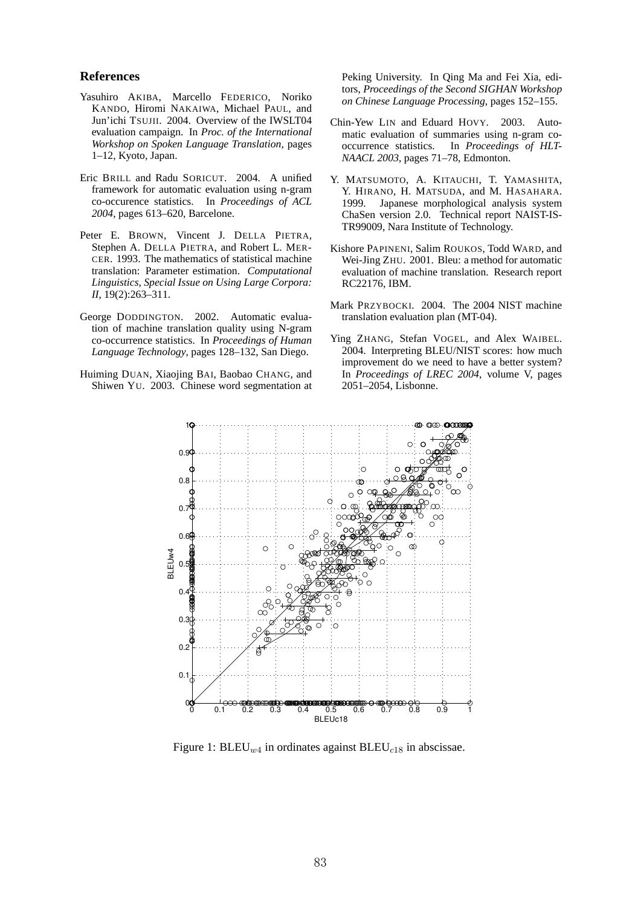## References

Yasuhiro AKIBA, Marcello FEDERICO, Noriko KANDO, Hiromi NAKAIWA, Michael PAUL, and Jun'ichi TSUJII. 2004. Overview of the IWSLT04 evaluation campaign. In *Proc. of the International Workshop on Spoken Language Translation*, pages 1–12, Kyoto, Japan.

Eric BRILL and Radu SORICUT. 2004. A unified framework for automatic evaluation using n-gram co-occurence statistics. In *Proceedings of ACL 2004*, pages 613–620, Barcelone.

Peter E. BROWN, Vincent J. DELLA PIETRA, Stephen A. DELLA PIETRA, and Robert L. MERCER. 1993. The mathematics of statistical machine translation: Parameter estimation. *Computational Linguistics, Special Issue on Using Large Corpora: II*, 19(2):263–311.

George DODDINGTON. 2002. Automatic evaluation of machine translation quality using N-gram co-occurrence statistics. In *Proceedings of Human Language Technology*, pages 128–132, San Diego.

Huiming DUAN, Xiaojing BAI, Baobao CHANG, and Shiwen YU. 2003. Chinese word segmentation at Peking University. In Qing Ma and Fei Xia, editors, *Proceedings of the Second SIGHAN Workshop on Chinese Language Processing*, pages 152–155.

Chin-Yew LIN and Eduard HOVY. 2003. Automatic evaluation of summaries using n-gram cooccurrence statistics. In *Proceedings of HLT-NAACL 2003*, pages 71–78, Edmonton.

Y. MATSUMOTO, A. KITAUCHI, T. YAMASHITA, Y. HIRANO, H. MATSUDA, and M. HASAHARA. 1999. Japanese morphological analysis system ChaSen version 2.0. Technical report NAIST-IS-TR99009, Nara Institute of Technology.

Kishore PAPINENI, Salim ROUKOS, Todd WARD, and Wei-Jing ZHU. 2001. Bleu: a method for automatic evaluation of machine translation. Research report RC22176, IBM.

Mark PRZYBOCKI. 2004. The 2004 NIST machine translation evaluation plan (MT-04).

Ying ZHANG, Stefan VOGEL, and Alex WAIBEL. 2004. Interpreting BLEU/NIST scores: how much improvement do we need to have a better system? In *Proceedings of LREC 2004*, volume V, pages 2051–2054, Lisbonne.

Figure 1: $\text{BLEU}_{w4}$ in ordinates against $\text{BLEU}_{c18}$ in abscissae.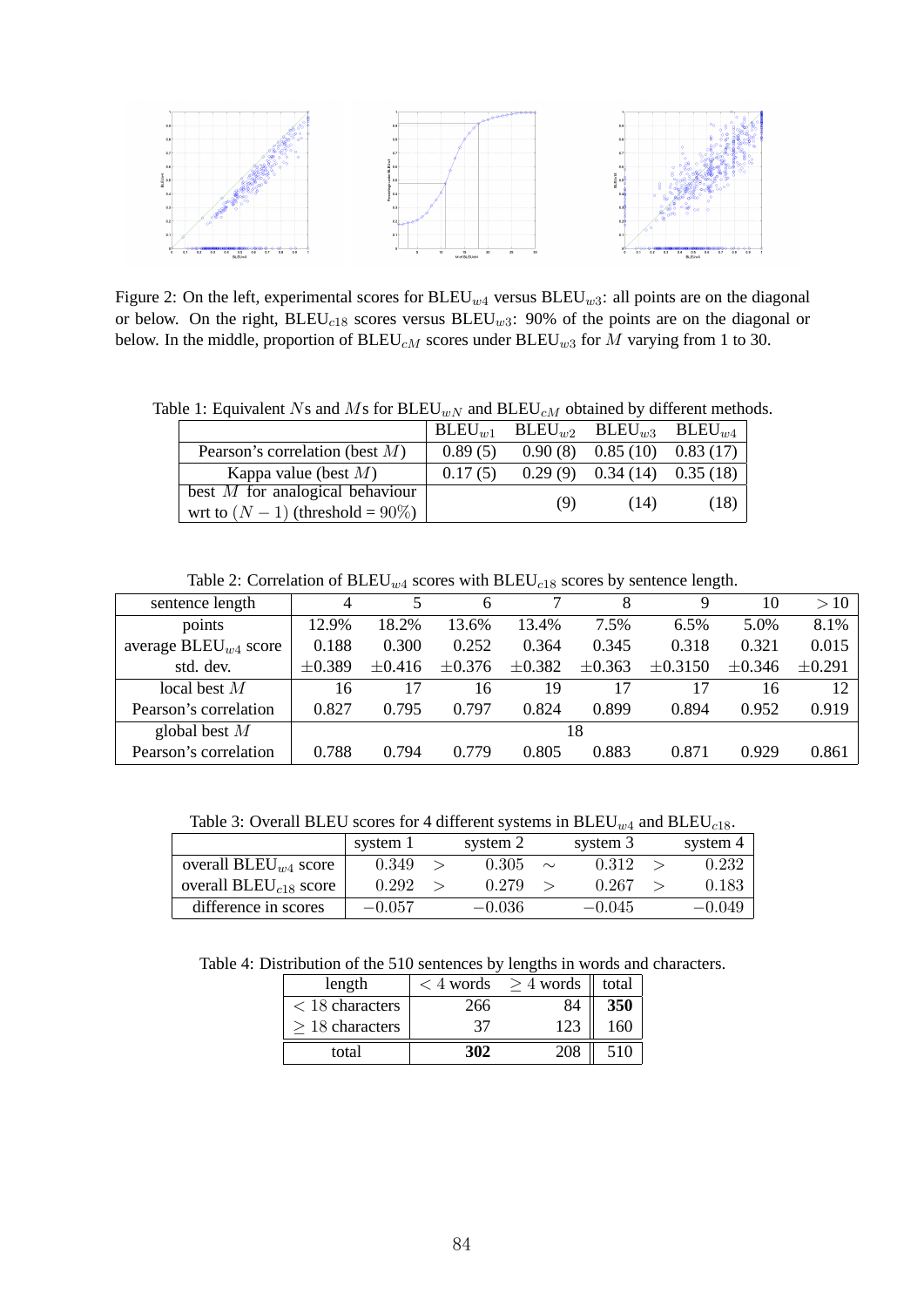Figure 2: On the left, experimental scores for $\text{BLEU}_{w4}$ versus $\text{BLEU}_{w3}$: all points are on the diagonal or below. On the right, $\text{BLEU}_{c18}$ scores versus $\text{BLEU}_{w3}$: 90% of the points are on the diagonal or below. In the middle, proportion of $\text{BLEU}_{cM}$ scores under $\text{BLEU}_{w3}$ for $M$ varying from 1 to 30.

Table 1: Equivalent $N$s and $M$s for $\text{BLEU}_{wN}$ and $\text{BLEU}_{cM}$ obtained by different methods.

| | $\text{BLEU}_{w1}$ | $\text{BLEU}_{w2}$ | $\text{BLEU}_{w3}$ | $\text{BLEU}_{w4}$ |
|---|---|---|---|---|
| Pearson's correlation (best $M$) | 0.89 (5) | 0.90 (8) | 0.85 (10) | 0.83 (17) |
| Kappa value (best $M$) | 0.17 (5) | 0.29 (9) | 0.34 (14) | 0.35 (18) |
| best $M$ for analogical behaviour wrt to $(N-1)$ (threshold = 90%) | | (9) | (14) | (18) |

Table 2: Correlation of $\text{BLEU}_{w4}$ scores with $\text{BLEU}_{c18}$ scores by sentence length.

| sentence length | 4 | 5 | 6 | 7 | 8 | 9 | 10 | $>10$ |
|---|---|---|---|---|---|---|---|---|
| points | 12.9% | 18.2% | 13.6% | 13.4% | 7.5% | 6.5% | 5.0% | 8.1% |
| average $\text{BLEU}_{w4}$ score | 0.188 | 0.300 | 0.252 | 0.364 | 0.345 | 0.318 | 0.321 | 0.015 |
| std. dev. | $\pm 0.389$ | $\pm 0.416$ | $\pm 0.376$ | $\pm 0.382$ | $\pm 0.363$ | $\pm 0.3150$ | $\pm 0.346$ | $\pm 0.291$ |
| local best $M$ | 16 | 17 | 16 | 19 | 17 | 17 | 16 | 12 |
| Pearson's correlation | 0.827 | 0.795 | 0.797 | 0.824 | 0.899 | 0.894 | 0.952 | 0.919 |
| global best $M$ | | | | 18 | | | | |
| Pearson's correlation | 0.788 | 0.794 | 0.779 | 0.805 | 0.883 | 0.871 | 0.929 | 0.861 |

Table 3: Overall BLEU scores for 4 different systems in $\text{BLEU}_{w4}$ and $\text{BLEU}_{c18}$.

| | system 1 | | system 2 | | system 3 | | system 4 |
|---|---|---|---|---|---|---|---|
| overall $\text{BLEU}_{w4}$ score | 0.349 | $>$ | 0.305 | $\sim$ | 0.312 | $>$ | 0.232 |
| overall $\text{BLEU}_{c18}$ score | 0.292 | $>$ | 0.279 | $>$ | 0.267 | $>$ | 0.183 |
| difference in scores | $-0.057$ | | $-0.036$ | | $-0.045$ | | $-0.049$ |

Table 4: Distribution of the 510 sentences by lengths in words and characters.

| length | $<4$ words | $\geq 4$ words | total |
|---|---|---|---|
| $<18$ characters | 266 | 84 | **350** |
| $\geq 18$ characters | 37 | 123 | 160 |
| total | **302** | 208 | 510 |